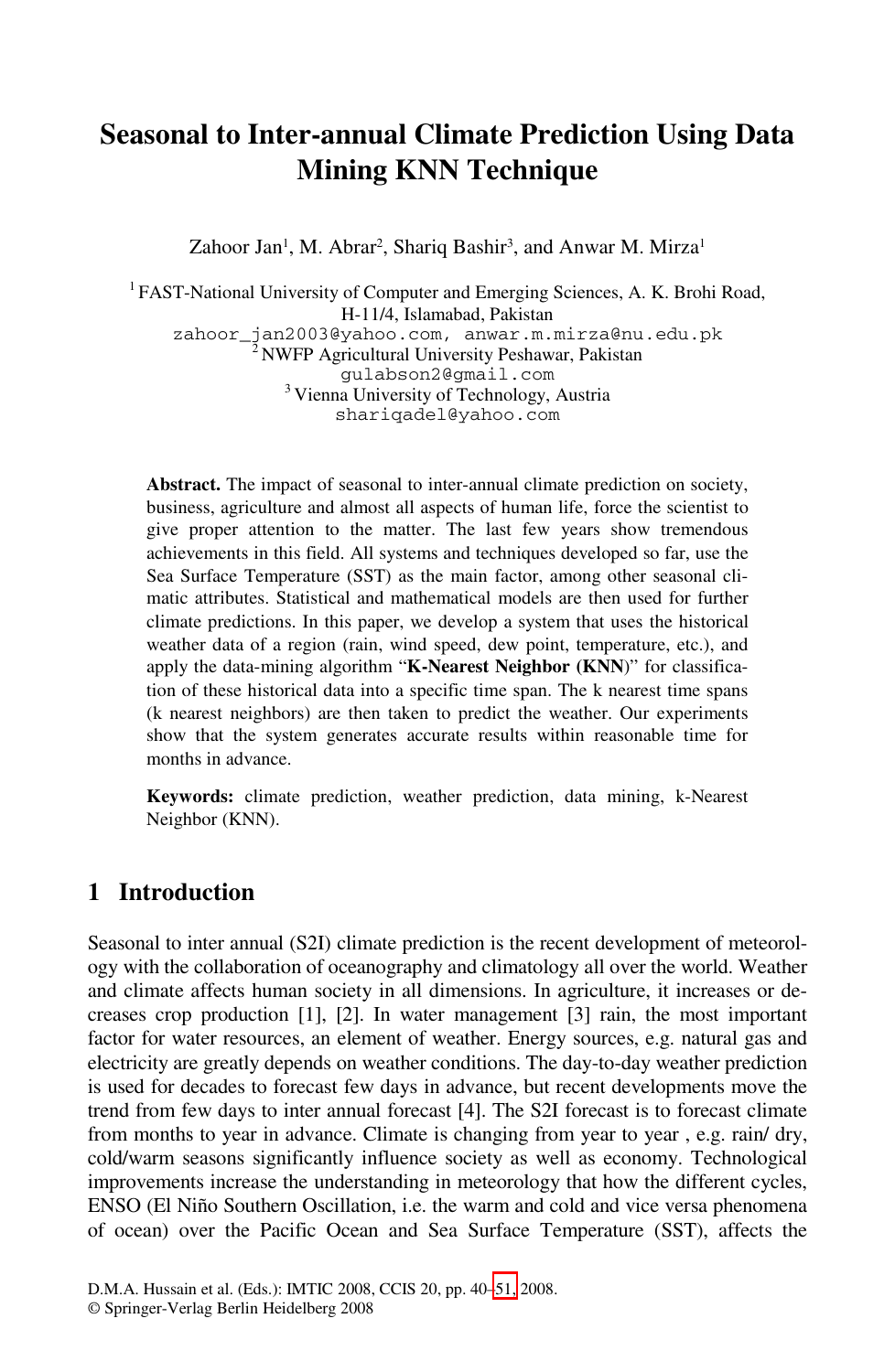# Seasonal to Inter-annual Climate Prediction Using Data Mining KNN Technique

Zahoor Jan[1], M. Abrar[2], Shariq Bashir[3], and Anwar M. Mirza[1]

[1] FAST-National University of Computer and Emerging Sciences, A. K. Brohi Road, H-11/4, Islamabad, Pakistan
zahoor_jan2003@yahoo.com, anwar.m.mirza@nu.edu.pk
[2] NWFP Agricultural University Peshawar, Pakistan
gulabson2@gmail.com
[3] Vienna University of Technology, Austria
shariqadel@yahoo.com

**Abstract.** The impact of seasonal to inter-annual climate prediction on society, business, agriculture and almost all aspects of human life, force the scientist to give proper attention to the matter. The last few years show tremendous achievements in this field. All systems and techniques developed so far, use the Sea Surface Temperature (SST) as the main factor, among other seasonal climatic attributes. Statistical and mathematical models are then used for further climate predictions. In this paper, we develop a system that uses the historical weather data of a region (rain, wind speed, dew point, temperature, etc.), and apply the data-mining algorithm "**K-Nearest Neighbor (KNN)**" for classification of these historical data into a specific time span. The k nearest time spans (k nearest neighbors) are then taken to predict the weather. Our experiments show that the system generates accurate results within reasonable time for months in advance.

**Keywords:** climate prediction, weather prediction, data mining, k-Nearest Neighbor (KNN).

## 1 Introduction

Seasonal to inter annual (S2I) climate prediction is the recent development of meteorology with the collaboration of oceanography and climatology all over the world. Weather and climate affects human society in all dimensions. In agriculture, it increases or decreases crop production [1], [2]. In water management [3] rain, the most important factor for water resources, an element of weather. Energy sources, e.g. natural gas and electricity are greatly depends on weather conditions. The day-to-day weather prediction is used for decades to forecast few days in advance, but recent developments move the trend from few days to inter annual forecast [4]. The S2I forecast is to forecast climate from months to year in advance. Climate is changing from year to year , e.g. rain/ dry, cold/warm seasons significantly influence society as well as economy. Technological improvements increase the understanding in meteorology that how the different cycles, ENSO (El Niño Southern Oscillation, i.e. the warm and cold and vice versa phenomena of ocean) over the Pacific Ocean and Sea Surface Temperature (SST), affects the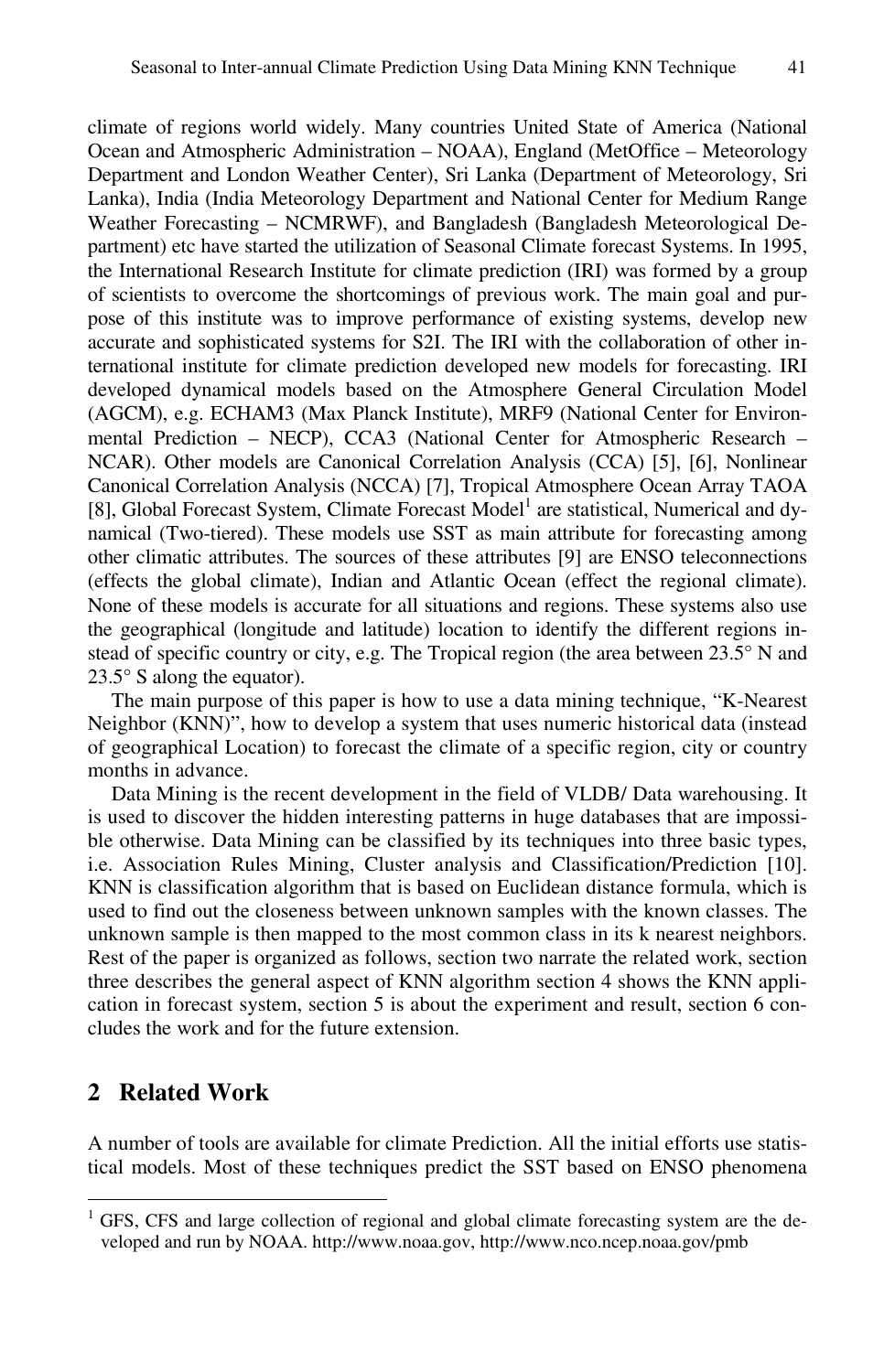climate of regions world widely. Many countries United State of America (National Ocean and Atmospheric Administration – NOAA), England (MetOffice – Meteorology Department and London Weather Center), Sri Lanka (Department of Meteorology, Sri Lanka), India (India Meteorology Department and National Center for Medium Range Weather Forecasting – NCMRWF), and Bangladesh (Bangladesh Meteorological Department) etc have started the utilization of Seasonal Climate forecast Systems. In 1995, the International Research Institute for climate prediction (IRI) was formed by a group of scientists to overcome the shortcomings of previous work. The main goal and purpose of this institute was to improve performance of existing systems, develop new accurate and sophisticated systems for S2I. The IRI with the collaboration of other international institute for climate prediction developed new models for forecasting. IRI developed dynamical models based on the Atmosphere General Circulation Model (AGCM), e.g. ECHAM3 (Max Planck Institute), MRF9 (National Center for Environmental Prediction – NECP), CCA3 (National Center for Atmospheric Research – NCAR). Other models are Canonical Correlation Analysis (CCA) [5], [6], Nonlinear Canonical Correlation Analysis (NCCA) [7], Tropical Atmosphere Ocean Array TAOA [8], Global Forecast System, Climate Forecast Model[1] are statistical, Numerical and dynamical (Two-tiered). These models use SST as main attribute for forecasting among other climatic attributes. The sources of these attributes [9] are ENSO teleconnections (effects the global climate), Indian and Atlantic Ocean (effect the regional climate). None of these models is accurate for all situations and regions. These systems also use the geographical (longitude and latitude) location to identify the different regions instead of specific country or city, e.g. The Tropical region (the area between 23.5° N and 23.5° S along the equator).

The main purpose of this paper is how to use a data mining technique, "K-Nearest Neighbor (KNN)", how to develop a system that uses numeric historical data (instead of geographical Location) to forecast the climate of a specific region, city or country months in advance.

Data Mining is the recent development in the field of VLDB/ Data warehousing. It is used to discover the hidden interesting patterns in huge databases that are impossible otherwise. Data Mining can be classified by its techniques into three basic types, i.e. Association Rules Mining, Cluster analysis and Classification/Prediction [10]. KNN is classification algorithm that is based on Euclidean distance formula, which is used to find out the closeness between unknown samples with the known classes. The unknown sample is then mapped to the most common class in its k nearest neighbors. Rest of the paper is organized as follows, section two narrate the related work, section three describes the general aspect of KNN algorithm section 4 shows the KNN application in forecast system, section 5 is about the experiment and result, section 6 concludes the work and for the future extension.

## 2 Related Work

A number of tools are available for climate Prediction. All the initial efforts use statistical models. Most of these techniques predict the SST based on ENSO phenomena

[1] GFS, CFS and large collection of regional and global climate forecasting system are the developed and run by NOAA. http://www.noaa.gov, http://www.nco.ncep.noaa.gov/pmb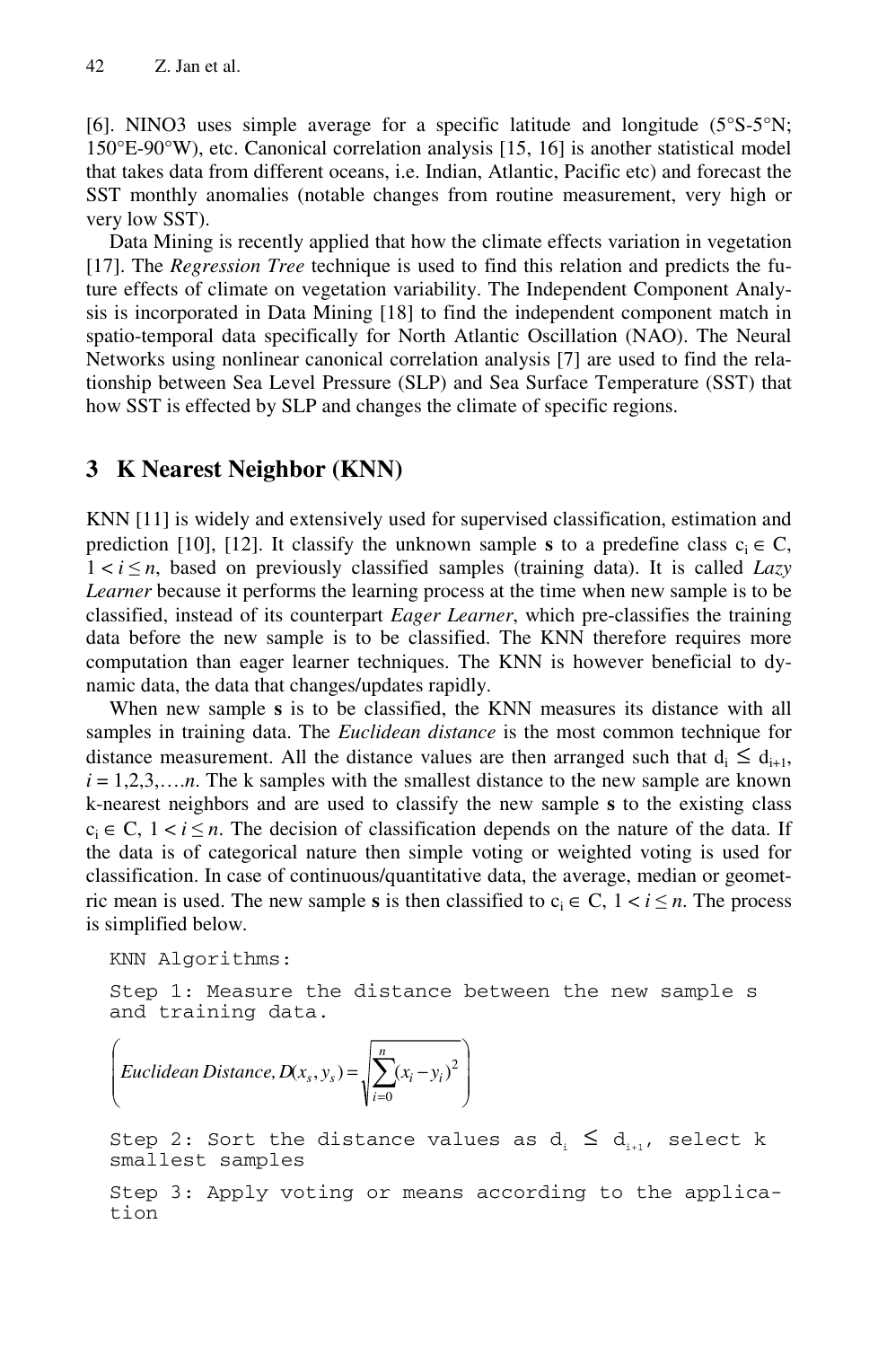[6]. NINO3 uses simple average for a specific latitude and longitude (5°S-5°N; 150°E-90°W), etc. Canonical correlation analysis [15, 16] is another statistical model that takes data from different oceans, i.e. Indian, Atlantic, Pacific etc) and forecast the SST monthly anomalies (notable changes from routine measurement, very high or very low SST).

Data Mining is recently applied that how the climate effects variation in vegetation [17]. The *Regression Tree* technique is used to find this relation and predicts the future effects of climate on vegetation variability. The Independent Component Analysis is incorporated in Data Mining [18] to find the independent component match in spatio-temporal data specifically for North Atlantic Oscillation (NAO). The Neural Networks using nonlinear canonical correlation analysis [7] are used to find the relationship between Sea Level Pressure (SLP) and Sea Surface Temperature (SST) that how SST is effected by SLP and changes the climate of specific regions.

## 3 K Nearest Neighbor (KNN)

KNN [11] is widely and extensively used for supervised classification, estimation and prediction [10], [12]. It classify the unknown sample **s** to a predefine class $c_i \in C$, $1 < i \leq n$, based on previously classified samples (training data). It is called *Lazy Learner* because it performs the learning process at the time when new sample is to be classified, instead of its counterpart *Eager Learner*, which pre-classifies the training data before the new sample is to be classified. The KNN therefore requires more computation than eager learner techniques. The KNN is however beneficial to dynamic data, the data that changes/updates rapidly.

When new sample **s** is to be classified, the KNN measures its distance with all samples in training data. The *Euclidean distance* is the most common technique for distance measurement. All the distance values are then arranged such that $d_i \leq d_{i+1}$, $i = 1,2,3,\ldots.n$. The k samples with the smallest distance to the new sample are known k-nearest neighbors and are used to classify the new sample **s** to the existing class $c_i \in C$, $1 < i \leq n$. The decision of classification depends on the nature of the data. If the data is of categorical nature then simple voting or weighted voting is used for classification. In case of continuous/quantitative data, the average, median or geometric mean is used. The new sample **s** is then classified to $c_i \in C$, $1 < i \leq n$. The process is simplified below.

KNN Algorithms:

Step 1: Measure the distance between the new sample s and training data.

$$\left( Euclidean\,Distance, D(x_s, y_s) = \sqrt{\sum_{i=0}^{n} (x_i - y_i)^2} \right)$$

Step 2: Sort the distance values as $d_i \leq d_{i+1}$, select k smallest samples

Step 3: Apply voting or means according to the application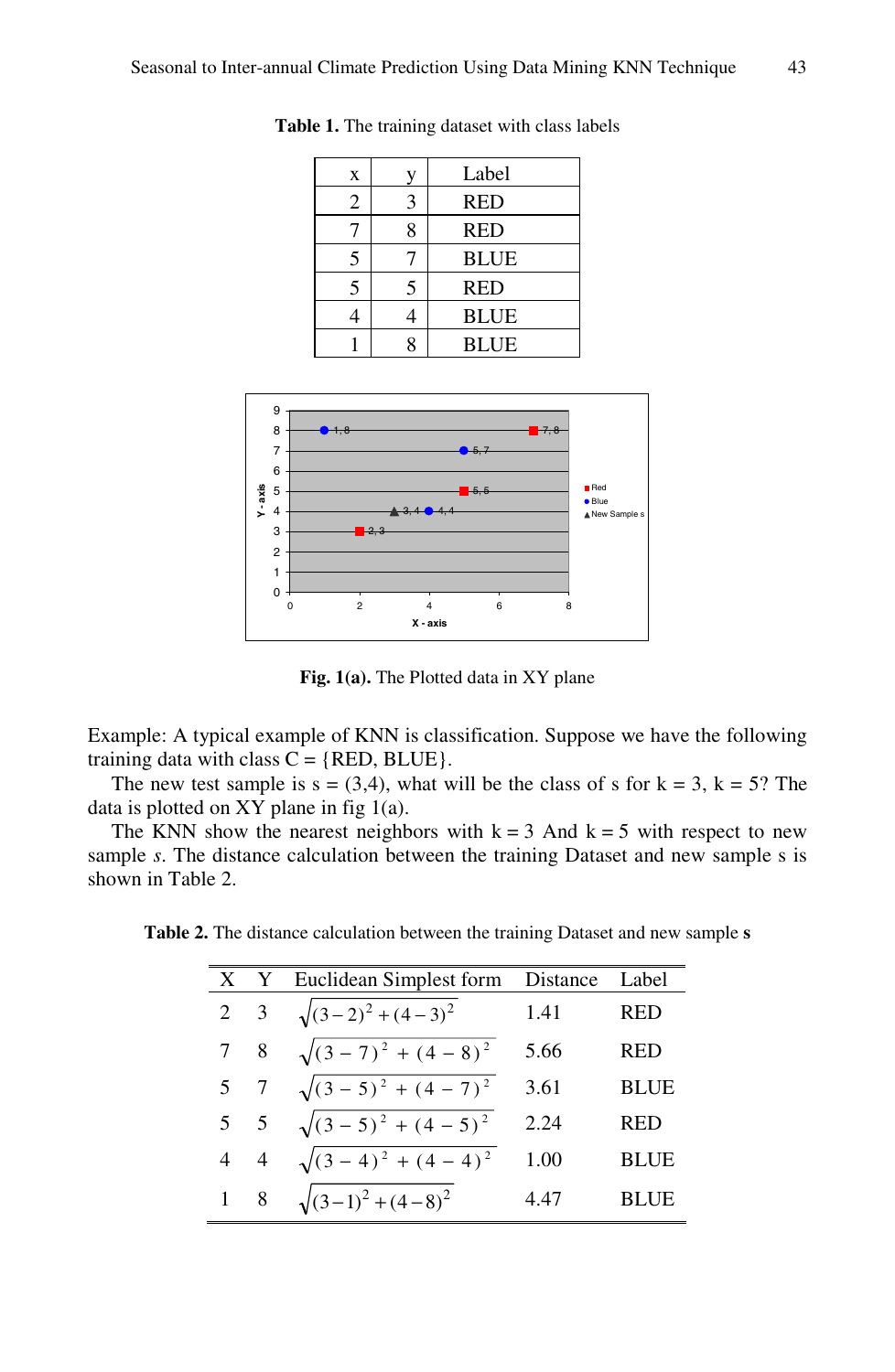**Table 1.** The training dataset with class labels

| x | y | Label |
|---|---|---|
| 2 | 3 | RED |
| 7 | 8 | RED |
| 5 | 7 | BLUE |
| 5 | 5 | RED |
| 4 | 4 | BLUE |
| 1 | 8 | BLUE |

**Fig. 1(a).** The Plotted data in XY plane

Example: A typical example of KNN is classification. Suppose we have the following training data with class C = {RED, BLUE}.

The new test sample is s = (3,4), what will be the class of s for k = 3, k = 5? The data is plotted on XY plane in fig 1(a).

The KNN show the nearest neighbors with k = 3 And k = 5 with respect to new sample *s*. The distance calculation between the training Dataset and new sample s is shown in Table 2.

**Table 2.** The distance calculation between the training Dataset and new sample **s**

| X | Y | Euclidean Simplest form | Distance | Label |
|---|---|---|---|---|
| 2 | 3 | $\sqrt{(3-2)^2+(4-3)^2}$ | 1.41 | RED |
| 7 | 8 | $\sqrt{(3-7)^2+(4-8)^2}$ | 5.66 | RED |
| 5 | 7 | $\sqrt{(3-5)^2+(4-7)^2}$ | 3.61 | BLUE |
| 5 | 5 | $\sqrt{(3-5)^2+(4-5)^2}$ | 2.24 | RED |
| 4 | 4 | $\sqrt{(3-4)^2+(4-4)^2}$ | 1.00 | BLUE |
| 1 | 8 | $\sqrt{(3-1)^2+(4-8)^2}$ | 4.47 | BLUE |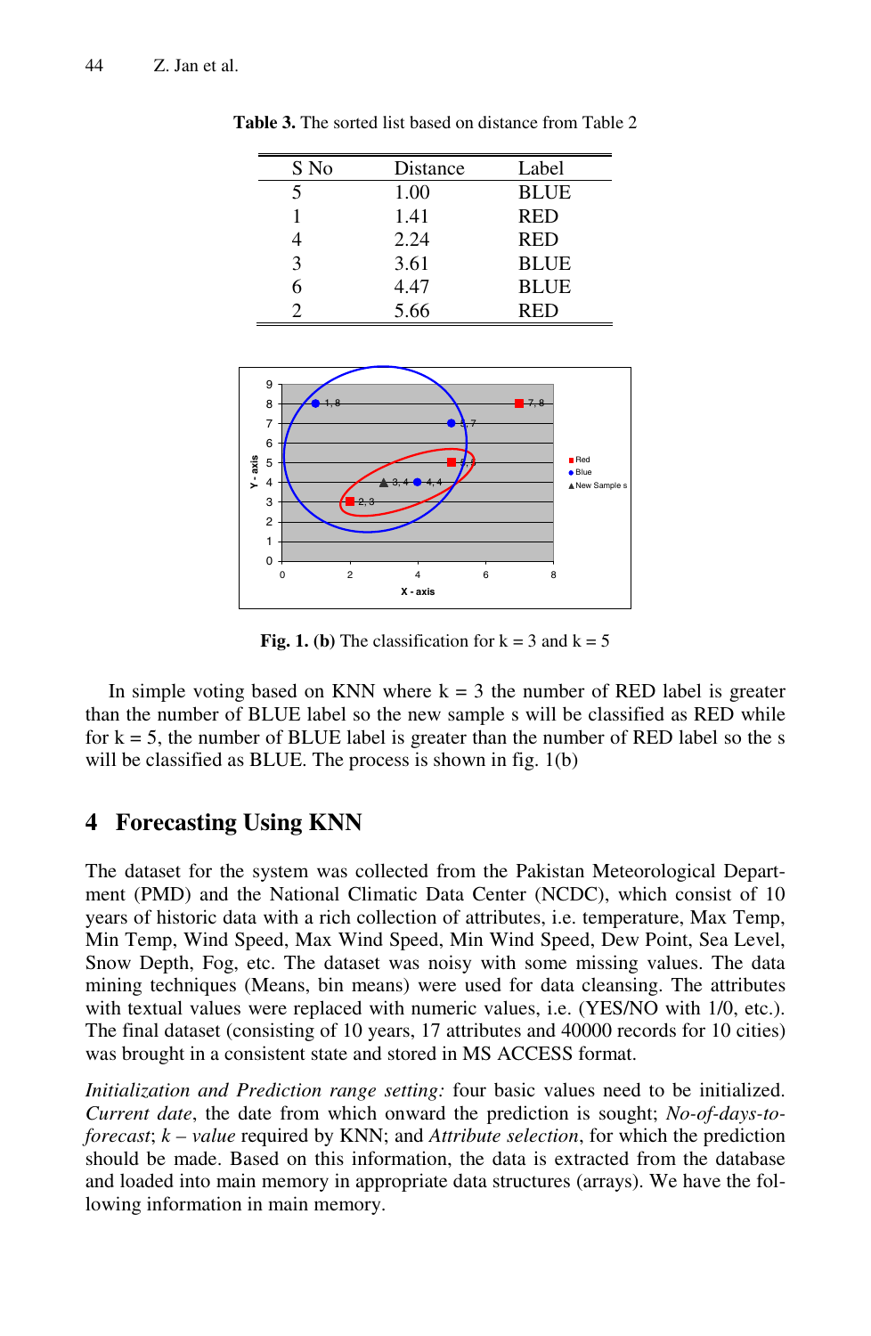**Table 3.** The sorted list based on distance from Table 2

| S No | Distance | Label |
|---|---|---|
| 5 | 1.00 | BLUE |
| 1 | 1.41 | RED |
| 4 | 2.24 | RED |
| 3 | 3.61 | BLUE |
| 6 | 4.47 | BLUE |
| 2 | 5.66 | RED |

**Fig. 1. (b)** The classification for k = 3 and k = 5

In simple voting based on KNN where k = 3 the number of RED label is greater than the number of BLUE label so the new sample s will be classified as RED while for k = 5, the number of BLUE label is greater than the number of RED label so the s will be classified as BLUE. The process is shown in fig. 1(b)

## 4 Forecasting Using KNN

The dataset for the system was collected from the Pakistan Meteorological Department (PMD) and the National Climatic Data Center (NCDC), which consist of 10 years of historic data with a rich collection of attributes, i.e. temperature, Max Temp, Min Temp, Wind Speed, Max Wind Speed, Min Wind Speed, Dew Point, Sea Level, Snow Depth, Fog, etc. The dataset was noisy with some missing values. The data mining techniques (Means, bin means) were used for data cleansing. The attributes with textual values were replaced with numeric values, i.e. (YES/NO with 1/0, etc.). The final dataset (consisting of 10 years, 17 attributes and 40000 records for 10 cities) was brought in a consistent state and stored in MS ACCESS format.

*Initialization and Prediction range setting:* four basic values need to be initialized. *Current date*, the date from which onward the prediction is sought; *No-of-days-to-forecast*; *k – value* required by KNN; and *Attribute selection*, for which the prediction should be made. Based on this information, the data is extracted from the database and loaded into main memory in appropriate data structures (arrays). We have the following information in main memory.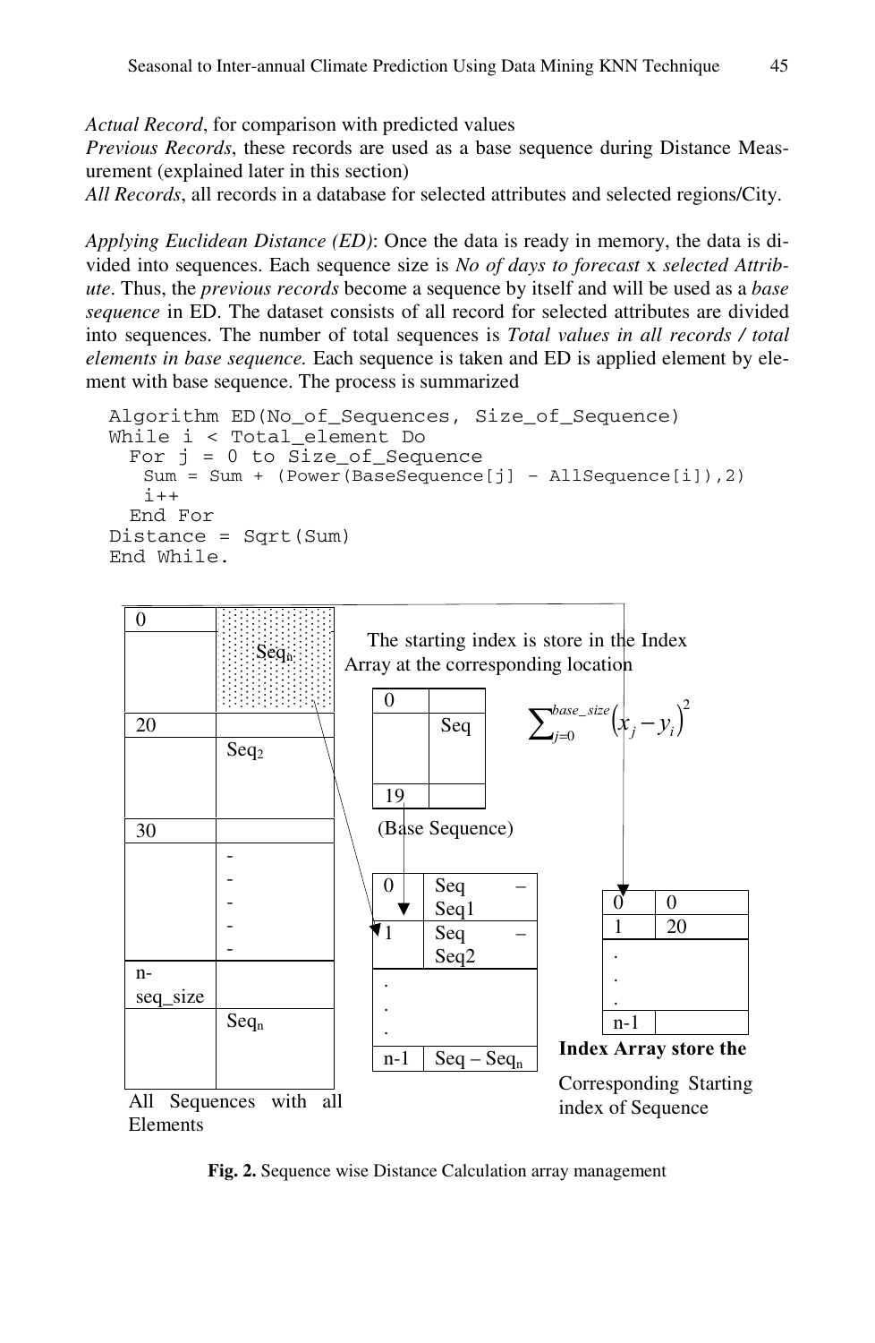*Actual Record*, for comparison with predicted values

*Previous Records*, these records are used as a base sequence during Distance Measurement (explained later in this section)

*All Records*, all records in a database for selected attributes and selected regions/City.

*Applying Euclidean Distance (ED)*: Once the data is ready in memory, the data is divided into sequences. Each sequence size is *No of days to forecast* x *selected Attribute*. Thus, the *previous records* become a sequence by itself and will be used as a *base sequence* in ED. The dataset consists of all record for selected attributes are divided into sequences. The number of total sequences is *Total values in all records / total elements in base sequence.* Each sequence is taken and ED is applied element by element with base sequence. The process is summarized

```
Algorithm ED(No_of_Sequences, Size_of_Sequence)
While i < Total_element Do
  For j = 0 to Size_of_Sequence
    Sum = Sum + (Power(BaseSequence[j] – AllSequence[i]),2)
    i++
  End For
Distance = Sqrt(Sum)
End While.
```

The starting index is store in the Index Array at the corresponding location

$$\sum_{j=0}^{base\_size}(x_j - y_i)^2$$

All Sequences with all Elements

| | |
|---|---|
| 0 | $Seq_n$ |
| 20 | $Seq_2$ |
| 30 | - - - - - |
| n-seq_size | $Seq_n$ |

(Base Sequence)

| | |
|---|---|
| 0 | Seq |
| 19 | |

| | |
|---|---|
| 0 | Seq – Seq1 |
| 1 | Seq – Seq2 |
| . . . | |
| n-1 | Seq – $Seq_n$ |

**Index Array store the** Corresponding Starting index of Sequence

| | |
|---|---|
| 0 | 0 |
| 1 | 20 |
| . . . | |
| n-1 | |

**Fig. 2.** Sequence wise Distance Calculation array management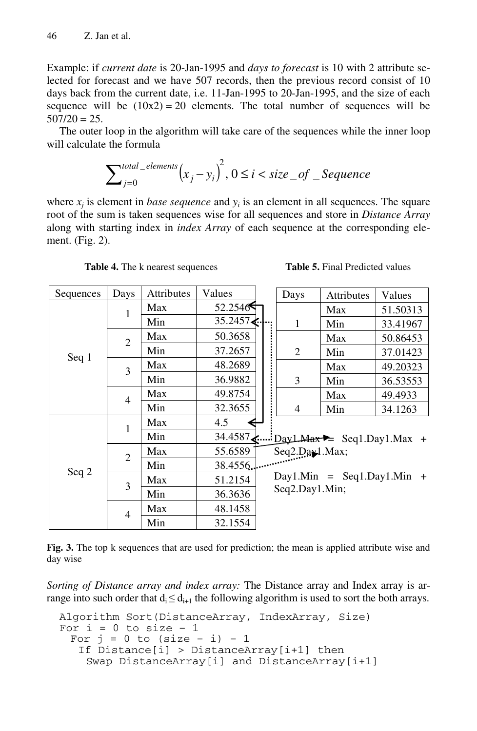Example: if *current date* is 20-Jan-1995 and *days to forecast* is 10 with 2 attribute selected for forecast and we have 507 records, then the previous record consist of 10 days back from the current date, i.e. 11-Jan-1995 to 20-Jan-1995, and the size of each sequence will be (10x2) = 20 elements. The total number of sequences will be 507/20 = 25.

The outer loop in the algorithm will take care of the sequences while the inner loop will calculate the formula

$$\sum_{j=0}^{total\_elements} \left(x_j - y_i\right)^2, 0 \le i < size\_of\_Sequence$$

where $x_j$ is element in *base sequence* and $y_i$ is an element in all sequences. The square root of the sum is taken sequences wise for all sequences and store in *Distance Array* along with starting index in *index Array* of each sequence at the corresponding element. (Fig. 2).

**Table 4.** The k nearest sequences

| Sequences | Days | Attributes | Values |
|---|---|---|---|
| Seq 1 | 1 | Max | 52.2546 |
| | | Min | 35.2457 |
| | 2 | Max | 50.3658 |
| | | Min | 37.2657 |
| | 3 | Max | 48.2689 |
| | | Min | 36.9882 |
| | 4 | Max | 49.8754 |
| | | Min | 32.3655 |
| Seq 2 | 1 | Max | 4.5 |
| | | Min | 34.4587 |
| | 2 | Max | 55.6589 |
| | | Min | 38.4556 |
| | 3 | Max | 51.2154 |
| | | Min | 36.3636 |
| | 4 | Max | 48.1458 |
| | | Min | 32.1554 |

**Table 5.** Final Predicted values

| Days | Attributes | Values |
|---|---|---|
| 1 | Max | 51.50313 |
| | Min | 33.41967 |
| 2 | Max | 50.86453 |
| | Min | 37.01423 |
| 3 | Max | 49.20323 |
| | Min | 36.53553 |
| 4 | Max | 49.4933 |
| | Min | 34.1263 |

Day1.Max = Seq1.Day1.Max + Seq2.Day1.Max;

Day1.Min = Seq1.Day1.Min + Seq2.Day1.Min;

**Fig. 3.** The top k sequences that are used for prediction; the mean is applied attribute wise and day wise

*Sorting of Distance array and index array:* The Distance array and Index array is arrange into such order that $d_i \le d_{i+1}$ the following algorithm is used to sort the both arrays.

```
Algorithm Sort(DistanceArray, IndexArray, Size)
For i = 0 to size – 1
  For j = 0 to (size – i) – 1
    If Distance[i] > DistanceArray[i+1] then
      Swap DistanceArray[i] and DistanceArray[i+1]
```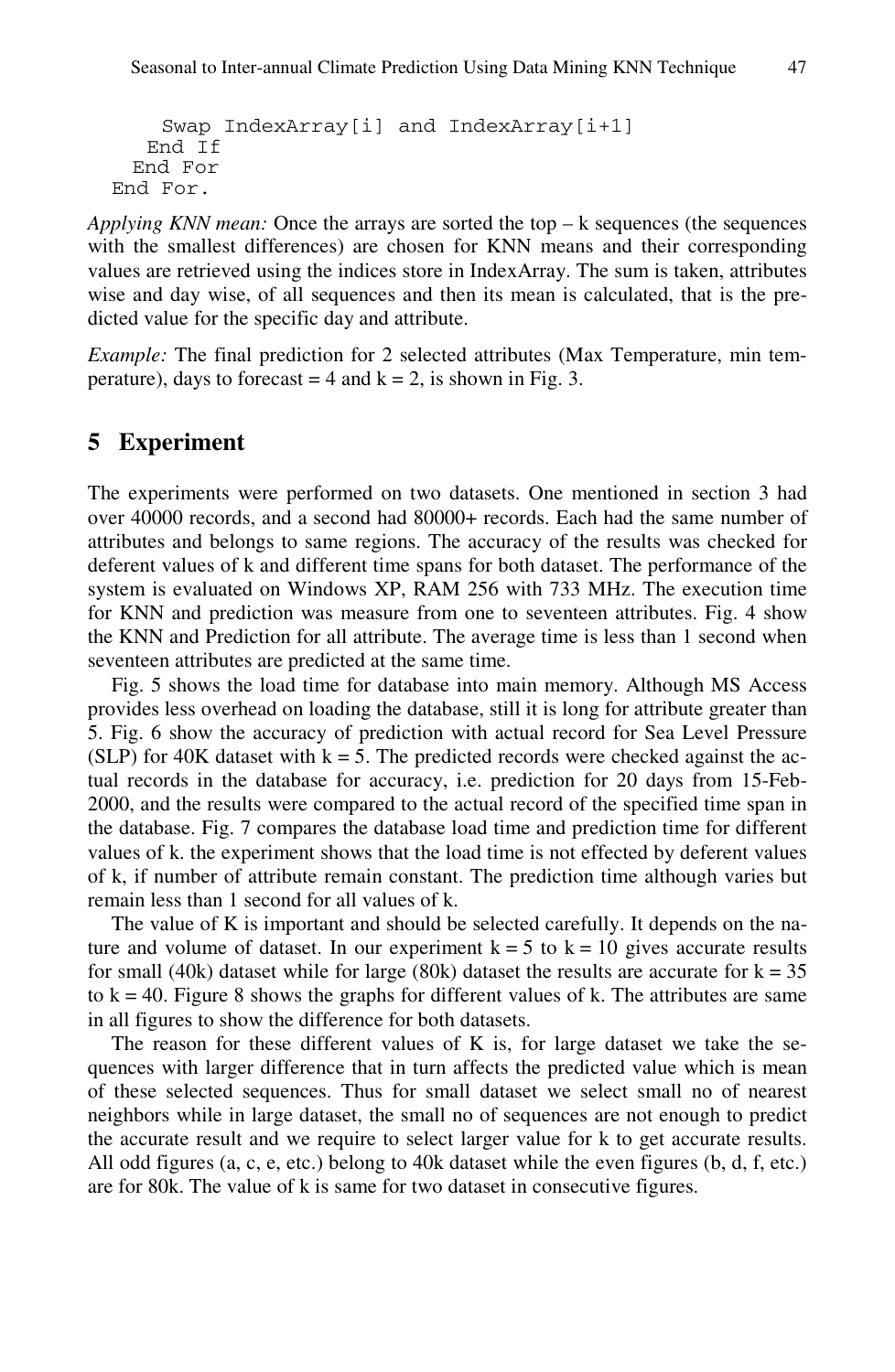```
      Swap IndexArray[i] and IndexArray[i+1]
    End If
   End For
  End For.
```

*Applying KNN mean:* Once the arrays are sorted the top – k sequences (the sequences with the smallest differences) are chosen for KNN means and their corresponding values are retrieved using the indices store in IndexArray. The sum is taken, attributes wise and day wise, of all sequences and then its mean is calculated, that is the predicted value for the specific day and attribute.

*Example:* The final prediction for 2 selected attributes (Max Temperature, min temperature), days to forecast = 4 and k = 2, is shown in Fig. 3.

## 5 Experiment

The experiments were performed on two datasets. One mentioned in section 3 had over 40000 records, and a second had 80000+ records. Each had the same number of attributes and belongs to same regions. The accuracy of the results was checked for deferent values of k and different time spans for both dataset. The performance of the system is evaluated on Windows XP, RAM 256 with 733 MHz. The execution time for KNN and prediction was measure from one to seventeen attributes. Fig. 4 show the KNN and Prediction for all attribute. The average time is less than 1 second when seventeen attributes are predicted at the same time.

Fig. 5 shows the load time for database into main memory. Although MS Access provides less overhead on loading the database, still it is long for attribute greater than 5. Fig. 6 show the accuracy of prediction with actual record for Sea Level Pressure (SLP) for 40K dataset with k = 5. The predicted records were checked against the actual records in the database for accuracy, i.e. prediction for 20 days from 15-Feb-2000, and the results were compared to the actual record of the specified time span in the database. Fig. 7 compares the database load time and prediction time for different values of k. the experiment shows that the load time is not effected by deferent values of k, if number of attribute remain constant. The prediction time although varies but remain less than 1 second for all values of k.

The value of K is important and should be selected carefully. It depends on the nature and volume of dataset. In our experiment k = 5 to k = 10 gives accurate results for small (40k) dataset while for large (80k) dataset the results are accurate for k = 35 to k = 40. Figure 8 shows the graphs for different values of k. The attributes are same in all figures to show the difference for both datasets.

The reason for these different values of K is, for large dataset we take the sequences with larger difference that in turn affects the predicted value which is mean of these selected sequences. Thus for small dataset we select small no of nearest neighbors while in large dataset, the small no of sequences are not enough to predict the accurate result and we require to select larger value for k to get accurate results. All odd figures (a, c, e, etc.) belong to 40k dataset while the even figures (b, d, f, etc.) are for 80k. The value of k is same for two dataset in consecutive figures.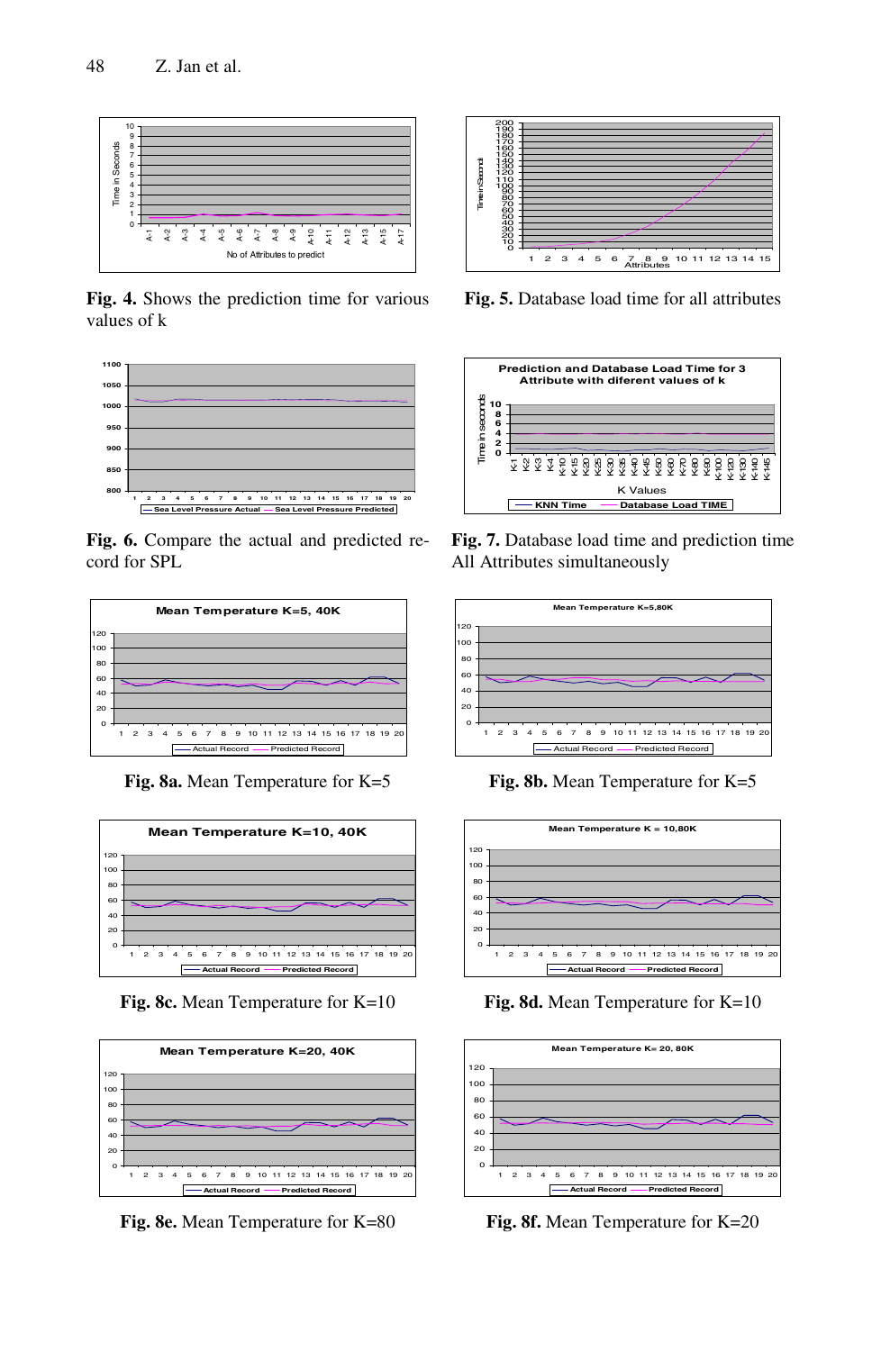**Fig. 4.** Shows the prediction time for various values of k

**Fig. 5.** Database load time for all attributes

**Fig. 6.** Compare the actual and predicted record for SPL

**Fig. 7.** Database load time and prediction time All Attributes simultaneously

**Fig. 8a.** Mean Temperature for K=5

**Fig. 8b.** Mean Temperature for K=5

**Fig. 8c.** Mean Temperature for K=10

**Fig. 8d.** Mean Temperature for K=10

**Fig. 8e.** Mean Temperature for K=80

**Fig. 8f.** Mean Temperature for K=20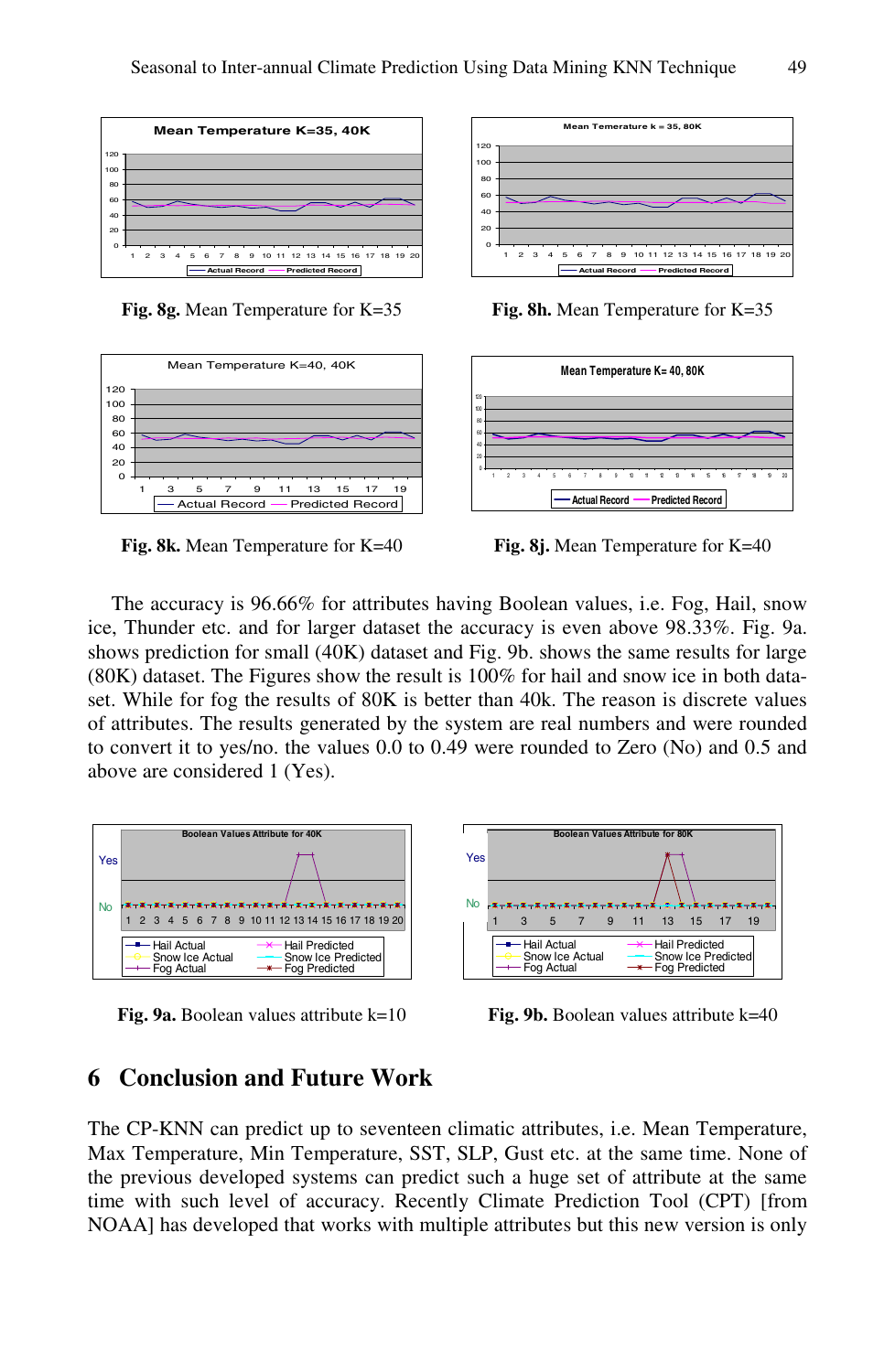**Fig. 8g.** Mean Temperature for K=35

**Fig. 8h.** Mean Temperature for K=35

**Fig. 8k.** Mean Temperature for K=40

**Fig. 8j.** Mean Temperature for K=40

The accuracy is 96.66% for attributes having Boolean values, i.e. Fog, Hail, snow ice, Thunder etc. and for larger dataset the accuracy is even above 98.33%. Fig. 9a. shows prediction for small (40K) dataset and Fig. 9b. shows the same results for large (80K) dataset. The Figures show the result is 100% for hail and snow ice in both data-set. While for fog the results of 80K is better than 40k. The reason is discrete values of attributes. The results generated by the system are real numbers and were rounded to convert it to yes/no. the values 0.0 to 0.49 were rounded to Zero (No) and 0.5 and above are considered 1 (Yes).

**Fig. 9a.** Boolean values attribute k=10

**Fig. 9b.** Boolean values attribute k=40

## 6 Conclusion and Future Work

The CP-KNN can predict up to seventeen climatic attributes, i.e. Mean Temperature, Max Temperature, Min Temperature, SST, SLP, Gust etc. at the same time. None of the previous developed systems can predict such a huge set of attribute at the same time with such level of accuracy. Recently Climate Prediction Tool (CPT) [from NOAA] has developed that works with multiple attributes but this new version is only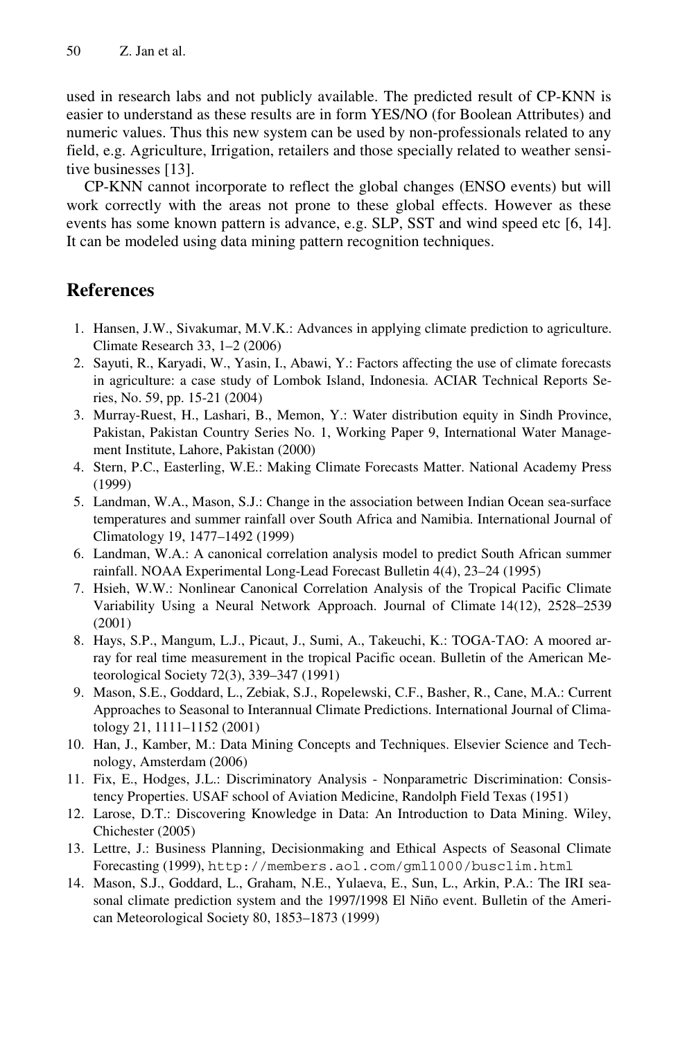used in research labs and not publicly available. The predicted result of CP-KNN is easier to understand as these results are in form YES/NO (for Boolean Attributes) and numeric values. Thus this new system can be used by non-professionals related to any field, e.g. Agriculture, Irrigation, retailers and those specially related to weather sensitive businesses [13].

CP-KNN cannot incorporate to reflect the global changes (ENSO events) but will work correctly with the areas not prone to these global effects. However as these events has some known pattern is advance, e.g. SLP, SST and wind speed etc [6, 14]. It can be modeled using data mining pattern recognition techniques.

## References

1. Hansen, J.W., Sivakumar, M.V.K.: Advances in applying climate prediction to agriculture. Climate Research 33, 1–2 (2006)
2. Sayuti, R., Karyadi, W., Yasin, I., Abawi, Y.: Factors affecting the use of climate forecasts in agriculture: a case study of Lombok Island, Indonesia. ACIAR Technical Reports Series, No. 59, pp. 15-21 (2004)
3. Murray-Ruest, H., Lashari, B., Memon, Y.: Water distribution equity in Sindh Province, Pakistan, Pakistan Country Series No. 1, Working Paper 9, International Water Management Institute, Lahore, Pakistan (2000)
4. Stern, P.C., Easterling, W.E.: Making Climate Forecasts Matter. National Academy Press (1999)
5. Landman, W.A., Mason, S.J.: Change in the association between Indian Ocean sea-surface temperatures and summer rainfall over South Africa and Namibia. International Journal of Climatology 19, 1477–1492 (1999)
6. Landman, W.A.: A canonical correlation analysis model to predict South African summer rainfall. NOAA Experimental Long-Lead Forecast Bulletin 4(4), 23–24 (1995)
7. Hsieh, W.W.: Nonlinear Canonical Correlation Analysis of the Tropical Pacific Climate Variability Using a Neural Network Approach. Journal of Climate 14(12), 2528–2539 (2001)
8. Hays, S.P., Mangum, L.J., Picaut, J., Sumi, A., Takeuchi, K.: TOGA-TAO: A moored array for real time measurement in the tropical Pacific ocean. Bulletin of the American Meteorological Society 72(3), 339–347 (1991)
9. Mason, S.E., Goddard, L., Zebiak, S.J., Ropelewski, C.F., Basher, R., Cane, M.A.: Current Approaches to Seasonal to Interannual Climate Predictions. International Journal of Climatology 21, 1111–1152 (2001)
10. Han, J., Kamber, M.: Data Mining Concepts and Techniques. Elsevier Science and Technology, Amsterdam (2006)
11. Fix, E., Hodges, J.L.: Discriminatory Analysis - Nonparametric Discrimination: Consistency Properties. USAF school of Aviation Medicine, Randolph Field Texas (1951)
12. Larose, D.T.: Discovering Knowledge in Data: An Introduction to Data Mining. Wiley, Chichester (2005)
13. Lettre, J.: Business Planning, Decisionmaking and Ethical Aspects of Seasonal Climate Forecasting (1999), `http://members.aol.com/gml1000/busclim.html`
14. Mason, S.J., Goddard, L., Graham, N.E., Yulaeva, E., Sun, L., Arkin, P.A.: The IRI seasonal climate prediction system and the 1997/1998 El Niño event. Bulletin of the American Meteorological Society 80, 1853–1873 (1999)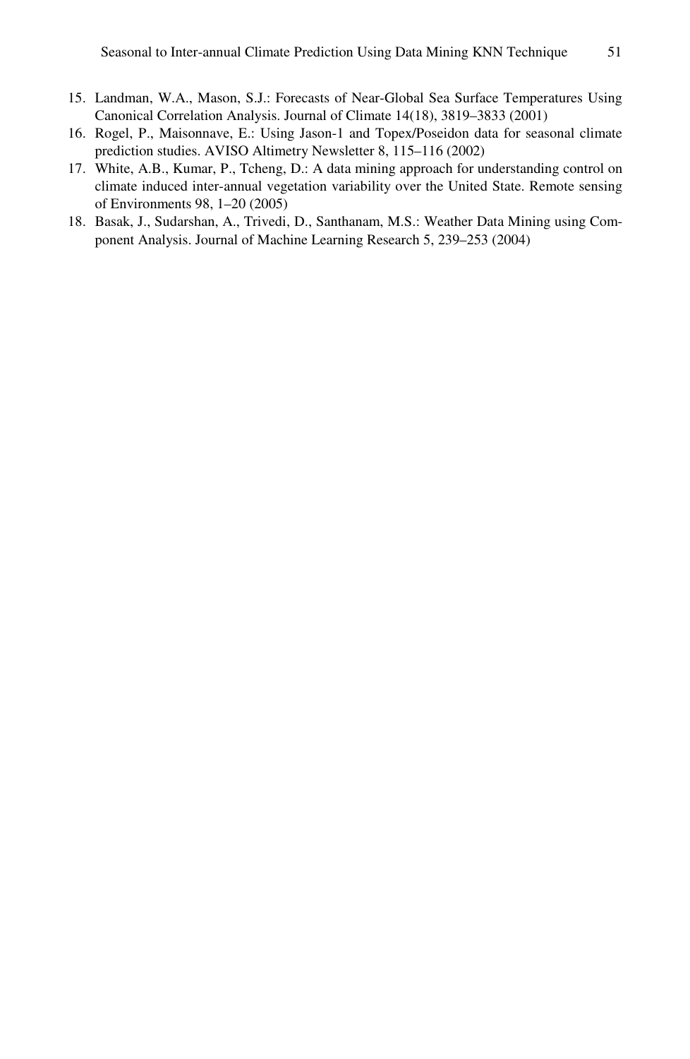15. Landman, W.A., Mason, S.J.: Forecasts of Near-Global Sea Surface Temperatures Using Canonical Correlation Analysis. Journal of Climate 14(18), 3819–3833 (2001)
16. Rogel, P., Maisonnave, E.: Using Jason-1 and Topex/Poseidon data for seasonal climate prediction studies. AVISO Altimetry Newsletter 8, 115–116 (2002)
17. White, A.B., Kumar, P., Tcheng, D.: A data mining approach for understanding control on climate induced inter-annual vegetation variability over the United State. Remote sensing of Environments 98, 1–20 (2005)
18. Basak, J., Sudarshan, A., Trivedi, D., Santhanam, M.S.: Weather Data Mining using Component Analysis. Journal of Machine Learning Research 5, 239–253 (2004)